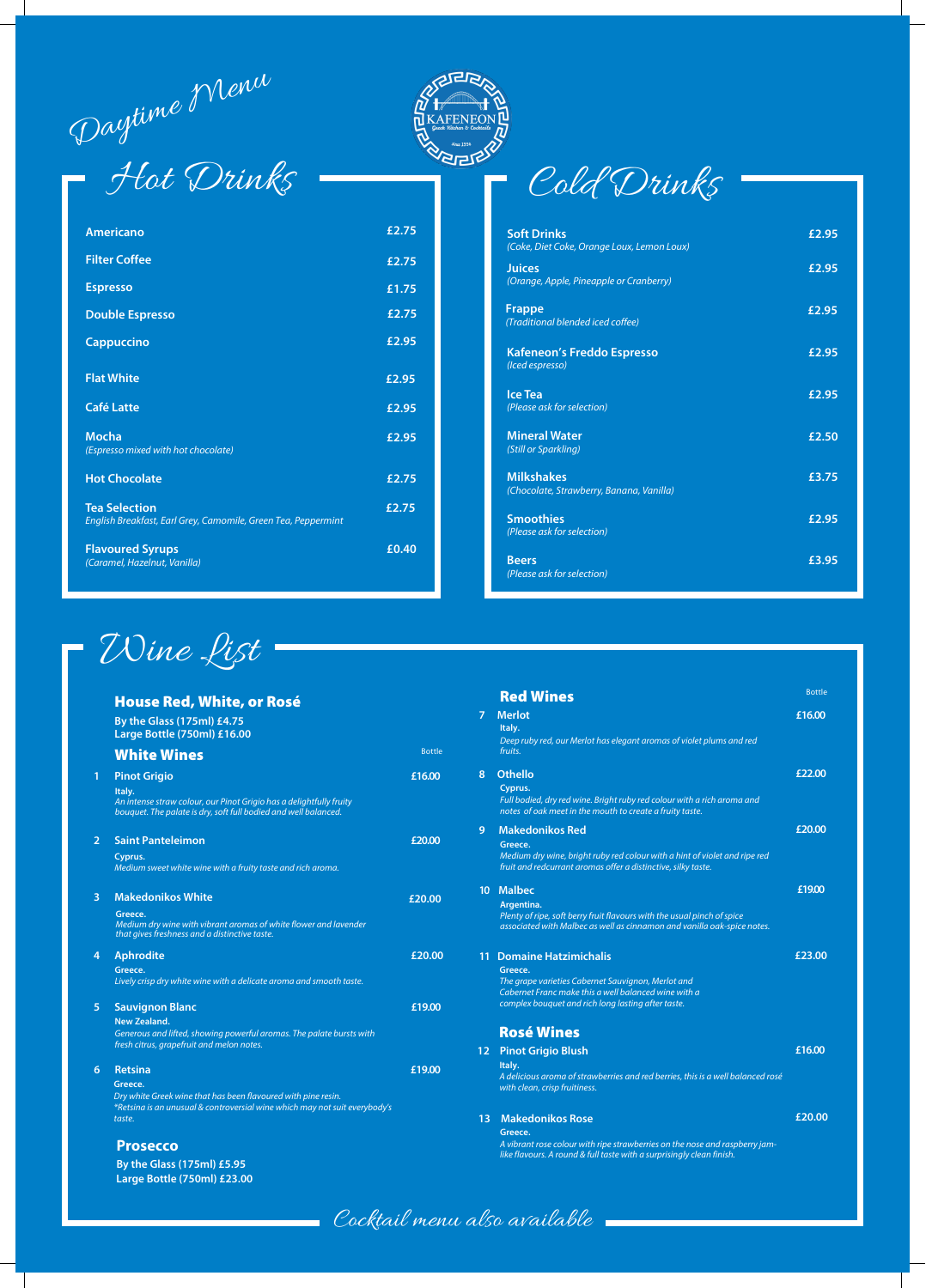# Daytime Menu

KAFENEON
Greek Kitchen & Cocktails

## Hot Drinks

| Item | Price |
|---|---|
| **Americano** | £2.75 |
| **Filter Coffee** | £2.75 |
| **Espresso** | £1.75 |
| **Double Espresso** | £2.75 |
| **Cappuccino** | £2.95 |
| **Flat White** | £2.95 |
| **Café Latte** | £2.95 |
| **Mocha** *(Espresso mixed with hot chocolate)* | £2.95 |
| **Hot Chocolate** | £2.75 |
| **Tea Selection** *English Breakfast, Earl Grey, Camomile, Green Tea, Peppermint* | £2.75 |
| **Flavoured Syrups** *(Caramel, Hazelnut, Vanilla)* | £0.40 |

## Cold Drinks

| Item | Price |
|---|---|
| **Soft Drinks** *(Coke, Diet Coke, Orange Loux, Lemon Loux)* | £2.95 |
| **Juices** *(Orange, Apple, Pineapple or Cranberry)* | £2.95 |
| **Frappe** *(Traditional blended iced coffee)* | £2.95 |
| **Kafeneon's Freddo Espresso** *(Iced espresso)* | £2.95 |
| **Ice Tea** *(Please ask for selection)* | £2.95 |
| **Mineral Water** *(Still or Sparkling)* | £2.50 |
| **Milkshakes** *(Chocolate, Strawberry, Banana, Vanilla)* | £3.75 |
| **Smoothies** *(Please ask for selection)* | £2.95 |
| **Beers** *(Please ask for selection)* | £3.95 |

## Wine List

### House Red, White, or Rosé

**By the Glass (175ml) £4.75**
**Large Bottle (750ml) £16.00**

### White Wines

| # | Wine | Bottle |
|---|---|---|
| 1 | **Pinot Grigio** Italy. *An intense straw colour, our Pinot Grigio has a delightfully fruity bouquet. The palate is dry, soft full bodied and well balanced.* | £16.00 |
| 2 | **Saint Panteleimon** Cyprus. *Medium sweet white wine with a fruity taste and rich aroma.* | £20.00 |
| 3 | **Makedonikos White** Greece. *Medium dry wine with vibrant aromas of white flower and lavender that gives freshness and a distinctive taste.* | £20.00 |
| 4 | **Aphrodite** Greece. *Lively crisp dry white wine with a delicate aroma and smooth taste.* | £20.00 |
| 5 | **Sauvignon Blanc** New Zealand. *Generous and lifted, showing powerful aromas. The palate bursts with fresh citrus, grapefruit and melon notes.* | £19.00 |
| 6 | **Retsina** Greece. *Dry white Greek wine that has been flavoured with pine resin. *Retsina is an unusual & controversial wine which may not suit everybody's taste.* | £19.00 |

### Prosecco

**By the Glass (175ml) £5.95**
**Large Bottle (750ml) £23.00**

### Red Wines

| # | Wine | Bottle |
|---|---|---|
| 7 | **Merlot** Italy. *Deep ruby red, our Merlot has elegant aromas of violet plums and red fruits.* | £16.00 |
| 8 | **Othello** Cyprus. *Full bodied, dry red wine. Bright ruby red colour with a rich aroma and notes of oak meet in the mouth to create a fruity taste.* | £22.00 |
| 9 | **Makedonikos Red** Greece. *Medium dry wine, bright ruby red colour with a hint of violet and ripe red fruit and redcurrant aromas offer a distinctive, silky taste.* | £20.00 |
| 10 | **Malbec** Argentina. *Plenty of ripe, soft berry fruit flavours with the usual pinch of spice associated with Malbec as well as cinnamon and vanilla oak-spice notes.* | £19.00 |
| 11 | **Domaine Hatzimichalis** Greece. *The grape varieties Cabernet Sauvignon, Merlot and Cabernet Franc make this a well balanced wine with a complex bouquet and rich long lasting after taste.* | £23.00 |

### Rosé Wines

| # | Wine | Bottle |
|---|---|---|
| 12 | **Pinot Grigio Blush** Italy. *A delicious aroma of strawberries and red berries, this is a well balanced rosé with clean, crisp fruitiness.* | £16.00 |
| 13 | **Makedonikos Rose** Greece. *A vibrant rose colour with ripe strawberries on the nose and raspberry jam-like flavours. A round & full taste with a surprisingly clean finish.* | £20.00 |

*Cocktail menu also available*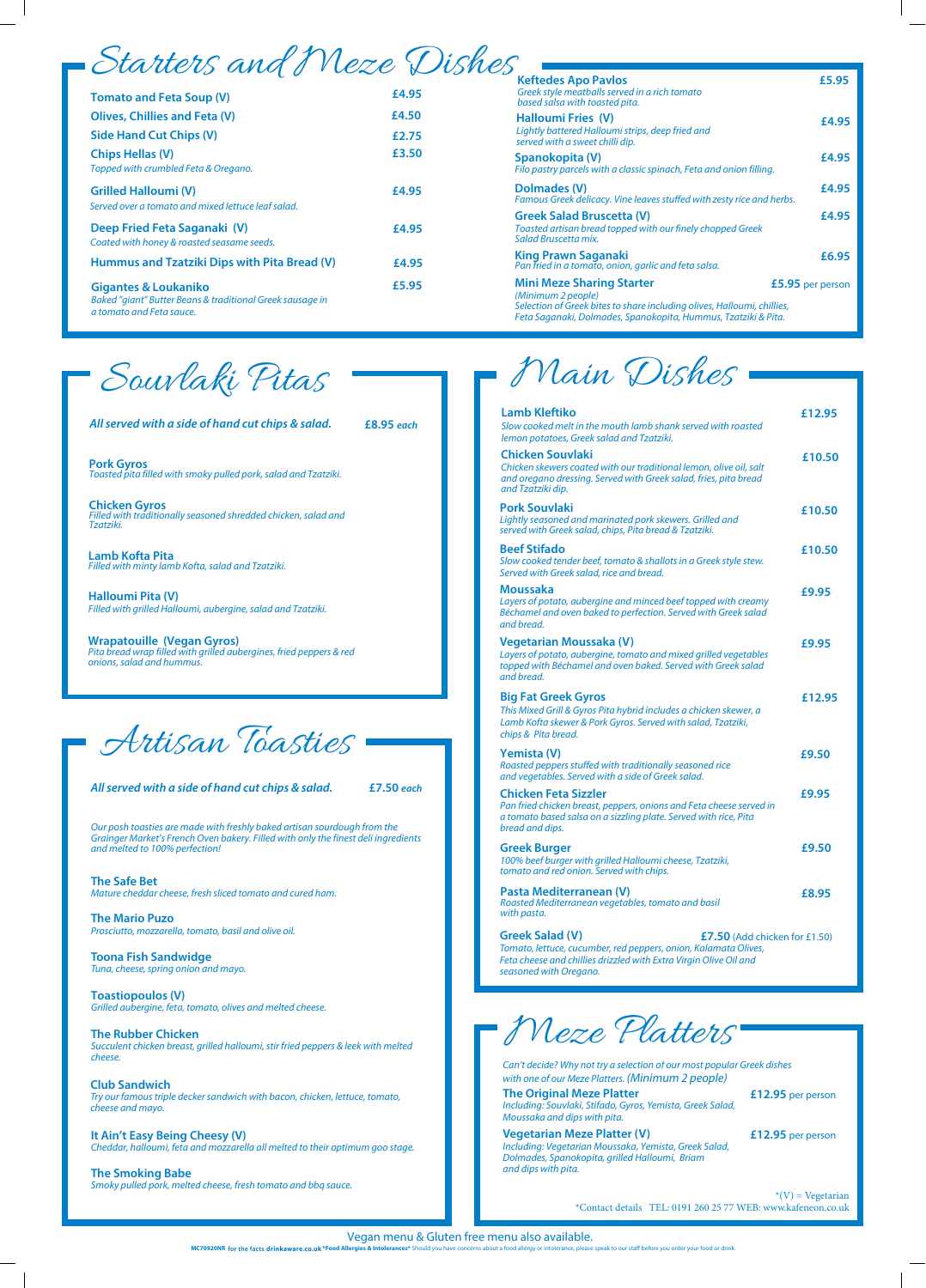## Starters and Meze Dishes

**Tomato and Feta Soup (V)** £4.95

**Olives, Chillies and Feta (V)** £4.50

**Side Hand Cut Chips (V)** £2.75

**Chips Hellas (V)** £3.50
*Topped with crumbled Feta & Oregano.*

**Grilled Halloumi (V)** £4.95
*Served over a tomato and mixed lettuce leaf salad.*

**Deep Fried Feta Saganaki (V)** £4.95
*Coated with honey & roasted seasame seeds.*

**Hummus and Tzatziki Dips with Pita Bread (V)** £4.95

**Gigantes & Loukaniko** £5.95
*Baked "giant" Butter Beans & traditional Greek sausage in a tomato and Feta sauce.*

**Keftedes Apo Pavlos** £5.95
*Greek style meatballs served in a rich tomato based salsa with toasted pita.*

**Halloumi Fries (V)** £4.95
*Lightly battered Halloumi strips, deep fried and served with a sweet chilli dip.*

**Spanokopita (V)** £4.95
*Filo pastry parcels with a classic spinach, Feta and onion filling.*

**Dolmades (V)** £4.95
*Famous Greek delicacy. Vine leaves stuffed with zesty rice and herbs.*

**Greek Salad Bruscetta (V)** £4.95
*Toasted artisan bread topped with our finely chopped Greek Salad Bruscetta mix.*

**King Prawn Saganaki** £6.95
*Pan fried in a tomato, onion, garlic and feta salsa.*

**Mini Meze Sharing Starter** £5.95 per person
*(Minimum 2 people)*
*Selection of Greek bites to share including olives, Halloumi, chillies, Feta Saganaki, Dolmades, Spanokopita, Hummus, Tzatziki & Pita.*

## Sourlaki Pitas

*All served with a side of hand cut chips & salad.* **£8.95** *each*

**Pork Gyros**
*Toasted pita filled with smoky pulled pork, salad and Tzatziki.*

**Chicken Gyros**
*Filled with traditionally seasoned shredded chicken, salad and Tzatziki.*

**Lamb Kofta Pita**
*Filled with minty lamb Kofta, salad and Tzatziki.*

**Halloumi Pita (V)**
*Filled with grilled Halloumi, aubergine, salad and Tzatziki.*

**Wrapatouille (Vegan Gyros)**
*Pita bread wrap filled with grilled aubergines, fried peppers & red onions, salad and hummus.*

## Artisan Toasties

*All served with a side of hand cut chips & salad.* **£7.50** *each*

*Our posh toasties are made with freshly baked artisan sourdough from the Grainger Market's French Oven bakery. Filled with only the finest deli ingredients and melted to 100% perfection!*

**The Safe Bet**
*Mature cheddar cheese, fresh sliced tomato and cured ham.*

**The Mario Puzo**
*Prosciutto, mozzarella, tomato, basil and olive oil.*

**Toona Fish Sandwidge**
*Tuna, cheese, spring onion and mayo.*

**Toastiopoulos (V)**
*Grilled aubergine, feta, tomato, olives and melted cheese.*

**The Rubber Chicken**
*Succulent chicken breast, grilled halloumi, stir fried peppers & leek with melted cheese.*

**Club Sandwich**
*Try our famous triple decker sandwich with bacon, chicken, lettuce, tomato, cheese and mayo.*

**It Ain't Easy Being Cheesy (V)**
*Cheddar, halloumi, feta and mozzarella all melted to their optimum goo stage.*

**The Smoking Babe**
*Smoky pulled pork, melted cheese, fresh tomato and bbq sauce.*

## Main Dishes

**Lamb Kleftiko** £12.95
*Slow cooked melt in the mouth lamb shank served with roasted lemon potatoes, Greek salad and Tzatziki.*

**Chicken Souvlaki** £10.50
*Chicken skewers coated with our traditional lemon, olive oil, salt and oregano dressing. Served with Greek salad, fries, pita bread and Tzatziki dip.*

**Pork Souvlaki** £10.50
*Lightly seasoned and marinated pork skewers. Grilled and served with Greek salad, chips, Pita bread & Tzatziki.*

**Beef Stifado** £10.50
*Slow cooked tender beef, tomato & shallots in a Greek style stew. Served with Greek salad, rice and bread.*

**Moussaka** £9.95
*Layers of potato, aubergine and minced beef topped with creamy Béchamel and oven baked to perfection. Served with Greek salad and bread.*

**Vegetarian Moussaka (V)** £9.95
*Layers of potato, aubergine, tomato and mixed grilled vegetables topped with Béchamel and oven baked. Served with Greek salad and bread.*

**Big Fat Greek Gyros** £12.95
*This Mixed Grill & Gyros Pita hybrid includes a chicken skewer, a Lamb Kofta skewer & Pork Gyros. Served with salad, Tzatziki, chips & Pita bread.*

**Yemista (V)** £9.50
*Roasted peppers stuffed with traditionally seasoned rice and vegetables. Served with a side of Greek salad.*

**Chicken Feta Sizzler** £9.95
*Pan fried chicken breast, peppers, onions and Feta cheese served in a tomato based salsa on a sizzling plate. Served with rice, Pita bread and dips.*

**Greek Burger** £9.50
*100% beef burger with grilled Halloumi cheese, Tzatziki, tomato and red onion. Served with chips.*

**Pasta Mediterranean (V)** £8.95
*Roasted Mediterranean vegetables, tomato and basil with pasta.*

**Greek Salad (V)** £7.50 (Add chicken for £1.50)
*Tomato, lettuce, cucumber, red peppers, onion, Kalamata Olives, Feta cheese and chillies drizzled with Extra Virgin Olive Oil and seasoned with Oregano.*

## Meze Platters

*Can't decide? Why not try a selection of our most popular Greek dishes with one of our Meze Platters. (Minimum 2 people)*

**The Original Meze Platter** £12.95 per person
*Including: Souvlaki, Stifado, Gyros, Yemista, Greek Salad, Moussaka and dips with pita.*

**Vegetarian Meze Platter (V)** £12.95 per person
*Including: Vegetarian Moussaka, Yemista, Greek Salad, Dolmades, Spanokopita, grilled Halloumi, Briam and dips with pita.*

*(V) = Vegetarian

*Contact details TEL: 0191 260 25 77 WEB: www.kafeneon.co.uk

Vegan menu & Gluten free menu also available.

MC70920NR for the facts drinkaware.co.uk *Food Allergies & Intolerances* Should you have concerns about a food allergy or intolerance, please speak to our staff before you order your food or drink.